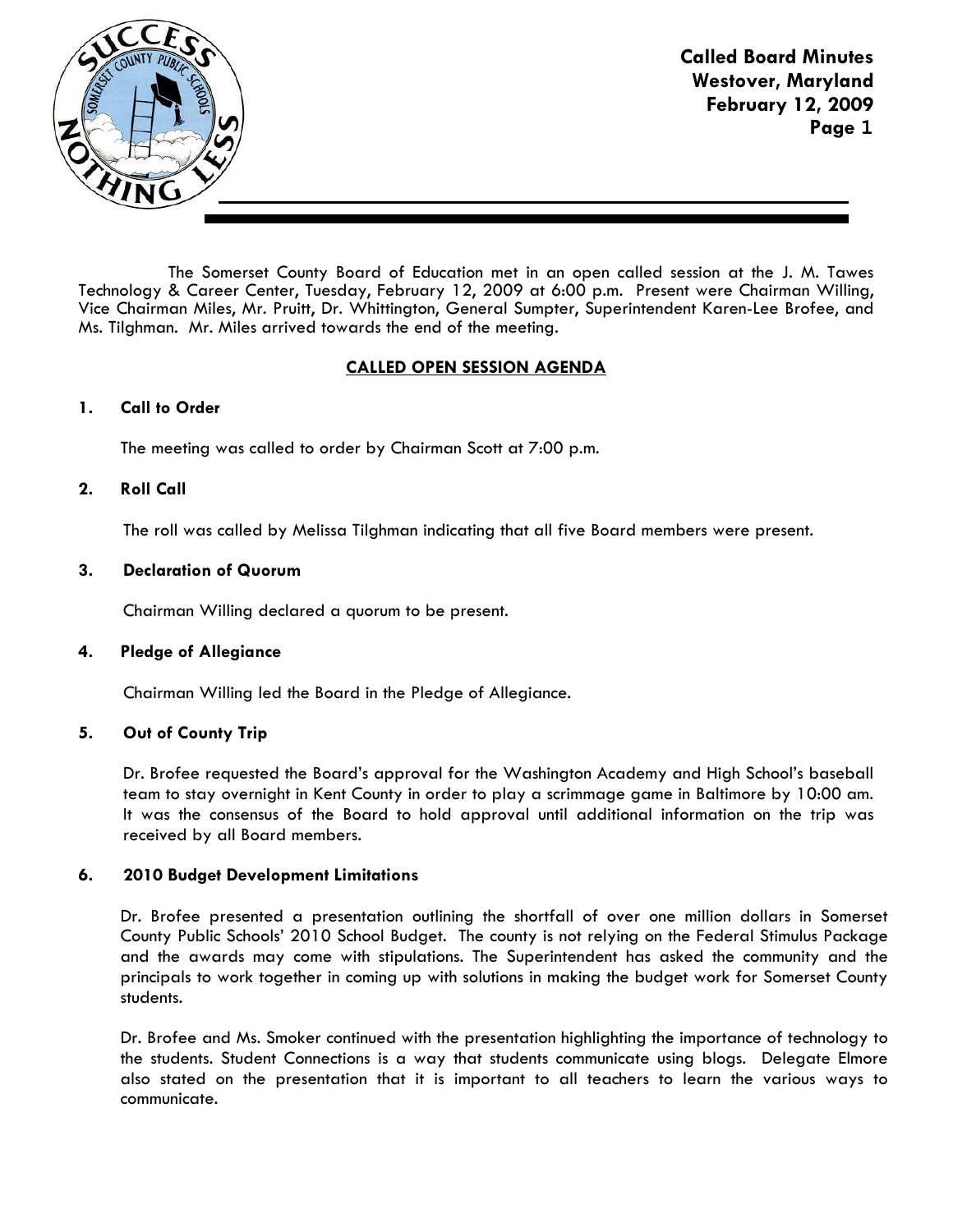The Somerset County Board of Education met in an open called session at the J. M. Tawes Technology & Career Center, Tuesday, February 12, 2009 at 6:00 p.m. Present were Chairman Willing, Vice Chairman Miles, Mr. Pruitt, Dr. Whittington, General Sumpter, Superintendent Karen-Lee Brofee, and Ms. Tilghman. Mr. Miles arrived towards the end of the meeting.

## CALLED OPEN SESSION AGENDA

### 1. Call to Order

The meeting was called to order by Chairman Scott at 7:00 p.m.

### 2. Roll Call

The roll was called by Melissa Tilghman indicating that all five Board members were present.

### 3. Declaration of Quorum

Chairman Willing declared a quorum to be present.

### 4. Pledge of Allegiance

Chairman Willing led the Board in the Pledge of Allegiance.

### 5. Out of County Trip

Dr. Brofee requested the Board's approval for the Washington Academy and High School's baseball team to stay overnight in Kent County in order to play a scrimmage game in Baltimore by 10:00 am. It was the consensus of the Board to hold approval until additional information on the trip was received by all Board members.

### 6. 2010 Budget Development Limitations

Dr. Brofee presented a presentation outlining the shortfall of over one million dollars in Somerset County Public Schools' 2010 School Budget. The county is not relying on the Federal Stimulus Package and the awards may come with stipulations. The Superintendent has asked the community and the principals to work together in coming up with solutions in making the budget work for Somerset County students.

Dr. Brofee and Ms. Smoker continued with the presentation highlighting the importance of technology to the students. Student Connections is a way that students communicate using blogs. Delegate Elmore also stated on the presentation that it is important to all teachers to learn the various ways to communicate.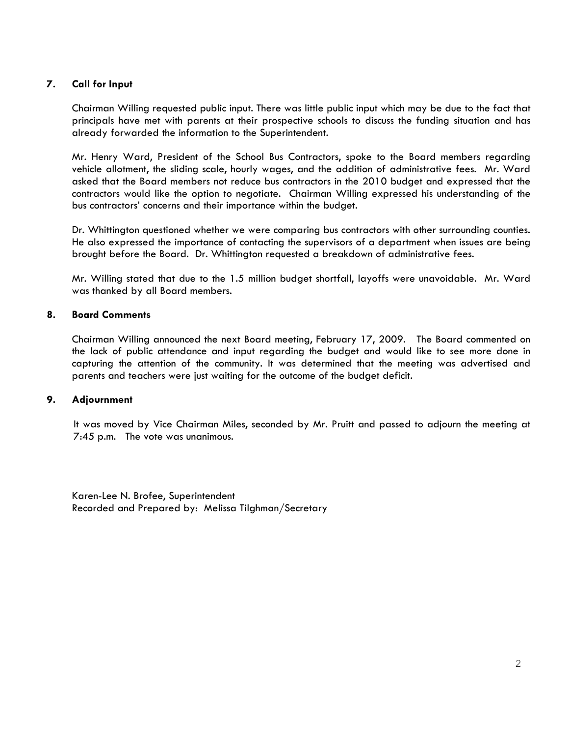## 7. Call for Input

Chairman Willing requested public input. There was little public input which may be due to the fact that principals have met with parents at their prospective schools to discuss the funding situation and has already forwarded the information to the Superintendent.

Mr. Henry Ward, President of the School Bus Contractors, spoke to the Board members regarding vehicle allotment, the sliding scale, hourly wages, and the addition of administrative fees. Mr. Ward asked that the Board members not reduce bus contractors in the 2010 budget and expressed that the contractors would like the option to negotiate. Chairman Willing expressed his understanding of the bus contractors' concerns and their importance within the budget.

Dr. Whittington questioned whether we were comparing bus contractors with other surrounding counties. He also expressed the importance of contacting the supervisors of a department when issues are being brought before the Board. Dr. Whittington requested a breakdown of administrative fees.

Mr. Willing stated that due to the 1.5 million budget shortfall, layoffs were unavoidable. Mr. Ward was thanked by all Board members.

## 8. Board Comments

Chairman Willing announced the next Board meeting, February 17, 2009. The Board commented on the lack of public attendance and input regarding the budget and would like to see more done in capturing the attention of the community. It was determined that the meeting was advertised and parents and teachers were just waiting for the outcome of the budget deficit.

## 9. Adjournment

It was moved by Vice Chairman Miles, seconded by Mr. Pruitt and passed to adjourn the meeting at 7:45 p.m. The vote was unanimous.

Karen-Lee N. Brofee, Superintendent
Recorded and Prepared by: Melissa Tilghman/Secretary